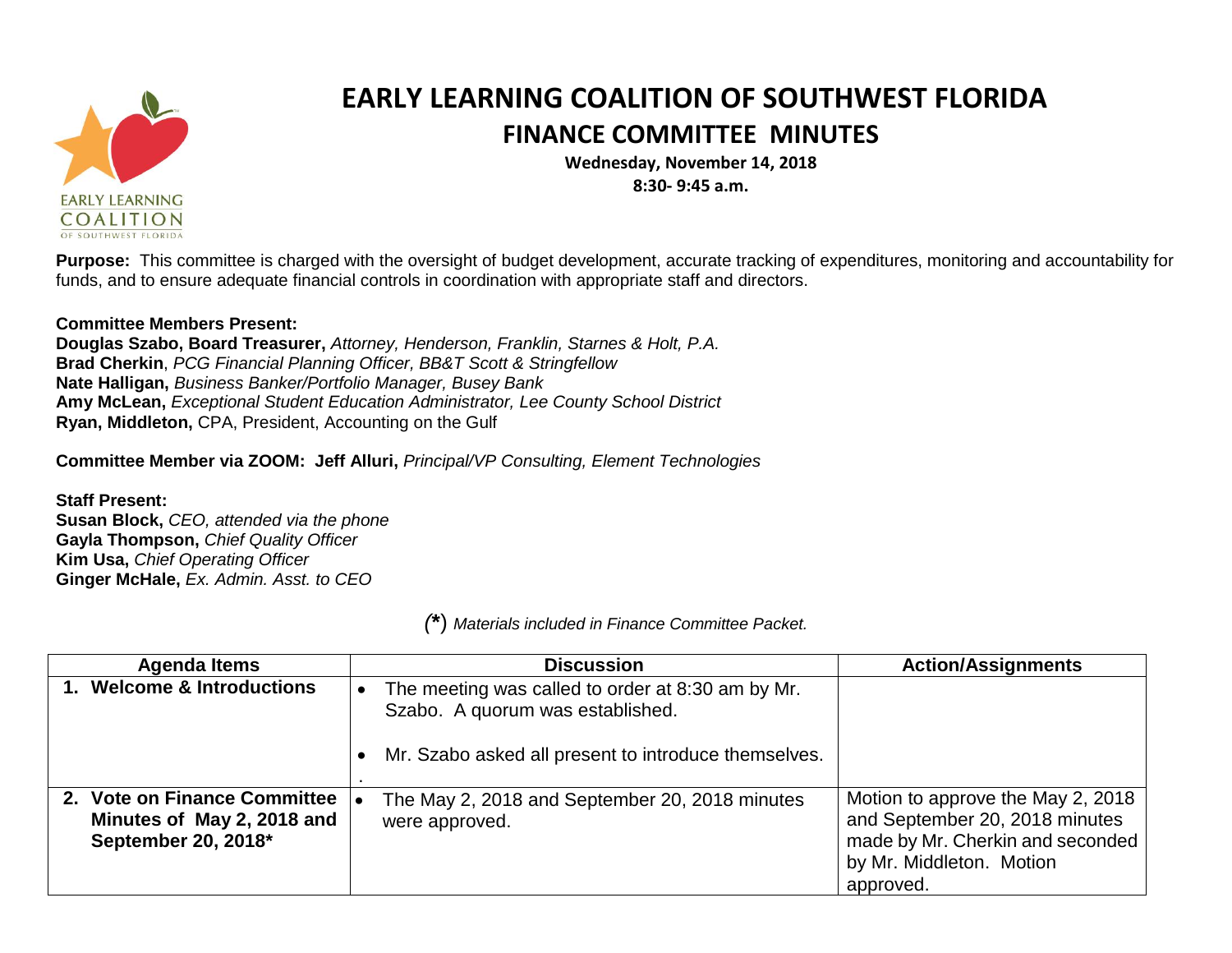# EARLY LEARNING COALITION OF SOUTHWEST FLORIDA

## FINANCE COMMITTEE MINUTES

**Wednesday, November 14, 2018**
**8:30- 9:45 a.m.**

**Purpose:** This committee is charged with the oversight of budget development, accurate tracking of expenditures, monitoring and accountability for funds, and to ensure adequate financial controls in coordination with appropriate staff and directors.

**Committee Members Present:**
**Douglas Szabo, Board Treasurer,** *Attorney, Henderson, Franklin, Starnes & Holt, P.A.*
**Brad Cherkin**, *PCG Financial Planning Officer, BB&T Scott & Stringfellow*
**Nate Halligan,** *Business Banker/Portfolio Manager, Busey Bank*
**Amy McLean,** *Exceptional Student Education Administrator, Lee County School District*
**Ryan, Middleton,** CPA, President, Accounting on the Gulf

**Committee Member via ZOOM: Jeff Alluri,** *Principal/VP Consulting, Element Technologies*

**Staff Present:**
**Susan Block,** *CEO, attended via the phone*
**Gayla Thompson,** *Chief Quality Officer*
**Kim Usa,** *Chief Operating Officer*
**Ginger McHale,** *Ex. Admin. Asst. to CEO*

*(*) Materials included in Finance Committee Packet.*

| Agenda Items | Discussion | Action/Assignments |
|---|---|---|
| **1. Welcome & Introductions** | • The meeting was called to order at 8:30 am by Mr. Szabo. A quorum was established.<br>• Mr. Szabo asked all present to introduce themselves. | |
| **2. Vote on Finance Committee Minutes of May 2, 2018 and September 20, 2018*** | • The May 2, 2018 and September 20, 2018 minutes were approved. | Motion to approve the May 2, 2018 and September 20, 2018 minutes made by Mr. Cherkin and seconded by Mr. Middleton. Motion approved. |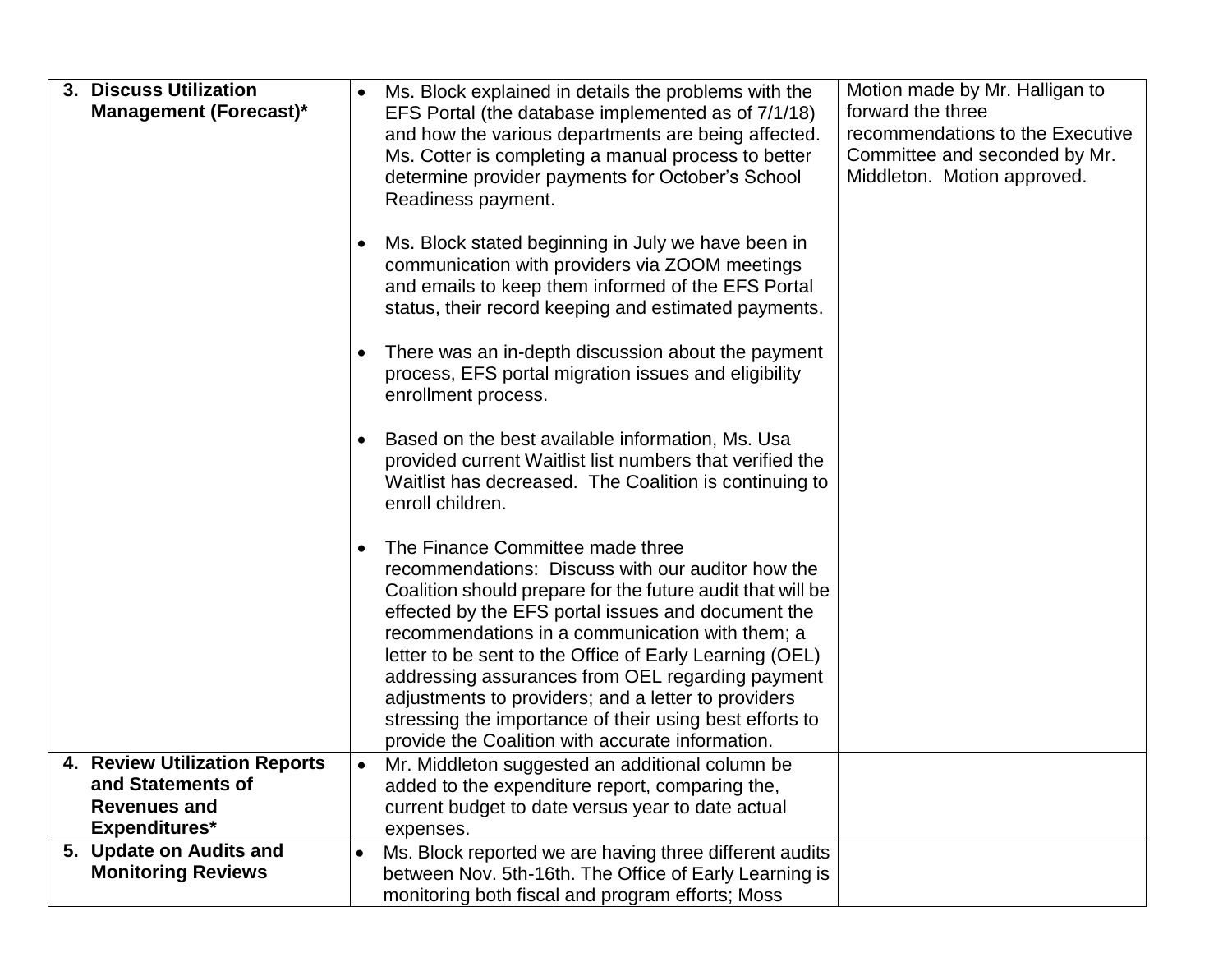| | | |
|---|---|---|
| **3. Discuss Utilization Management (Forecast)*** | • Ms. Block explained in details the problems with the EFS Portal (the database implemented as of 7/1/18) and how the various departments are being affected. Ms. Cotter is completing a manual process to better determine provider payments for October's School Readiness payment.<br><br>• Ms. Block stated beginning in July we have been in communication with providers via ZOOM meetings and emails to keep them informed of the EFS Portal status, their record keeping and estimated payments.<br><br>• There was an in-depth discussion about the payment process, EFS portal migration issues and eligibility enrollment process.<br><br>• Based on the best available information, Ms. Usa provided current Waitlist list numbers that verified the Waitlist has decreased. The Coalition is continuing to enroll children.<br><br>• The Finance Committee made three recommendations: Discuss with our auditor how the Coalition should prepare for the future audit that will be effected by the EFS portal issues and document the recommendations in a communication with them; a letter to be sent to the Office of Early Learning (OEL) addressing assurances from OEL regarding payment adjustments to providers; and a letter to providers stressing the importance of their using best efforts to provide the Coalition with accurate information. | Motion made by Mr. Halligan to forward the three recommendations to the Executive Committee and seconded by Mr. Middleton. Motion approved. |
| **4. Review Utilization Reports and Statements of Revenues and Expenditures*** | • Mr. Middleton suggested an additional column be added to the expenditure report, comparing the, current budget to date versus year to date actual expenses. | |
| **5. Update on Audits and Monitoring Reviews** | • Ms. Block reported we are having three different audits between Nov. 5th-16th. The Office of Early Learning is monitoring both fiscal and program efforts; Moss | |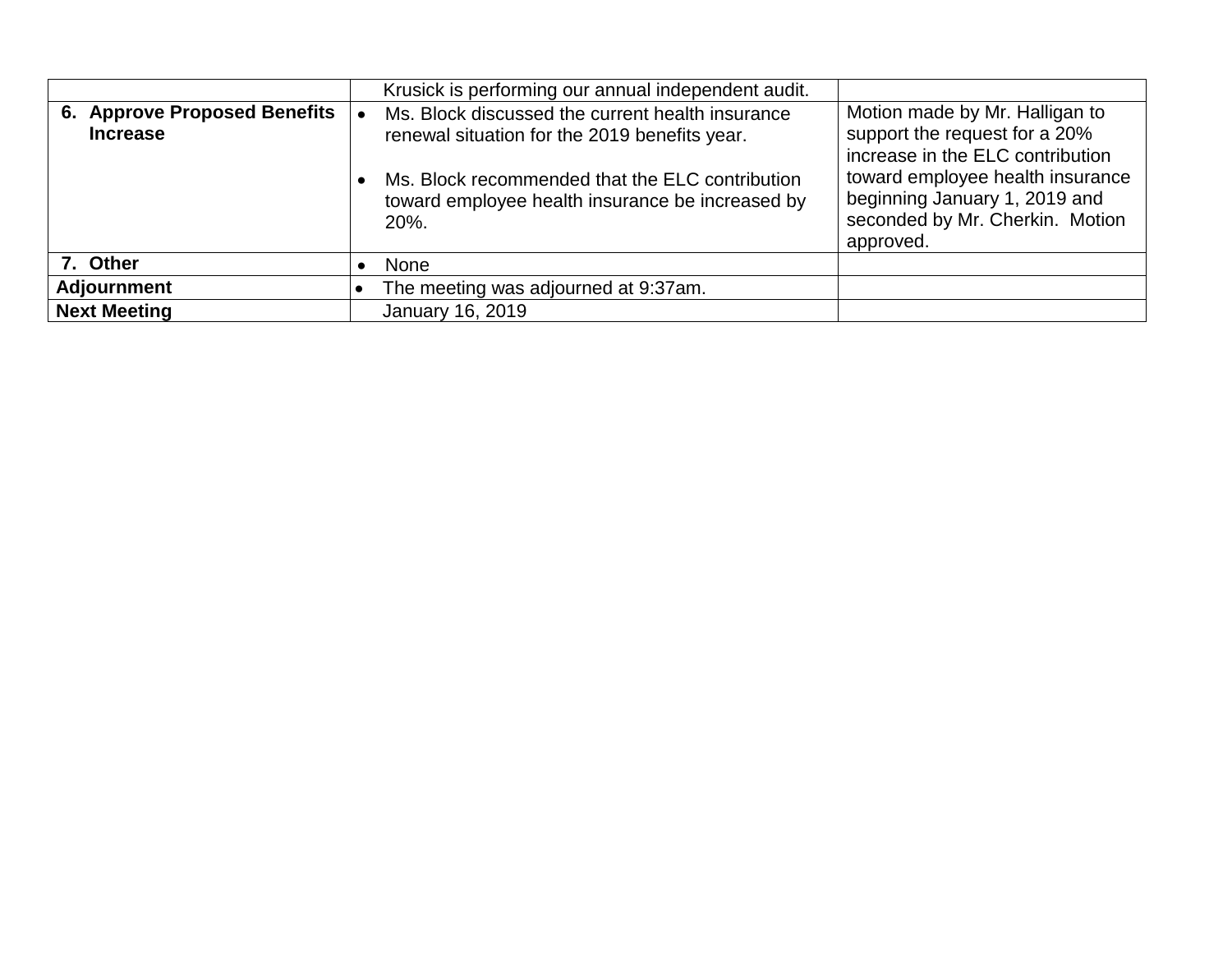| | | |
|---|---|---|
| | Krusick is performing our annual independent audit. | |
| **6. Approve Proposed Benefits Increase** | • Ms. Block discussed the current health insurance renewal situation for the 2019 benefits year.<br><br>• Ms. Block recommended that the ELC contribution toward employee health insurance be increased by 20%. | Motion made by Mr. Halligan to support the request for a 20% increase in the ELC contribution toward employee health insurance beginning January 1, 2019 and seconded by Mr. Cherkin. Motion approved. |
| **7. Other** | • None | |
| **Adjournment** | • The meeting was adjourned at 9:37am. | |
| **Next Meeting** | January 16, 2019 | |